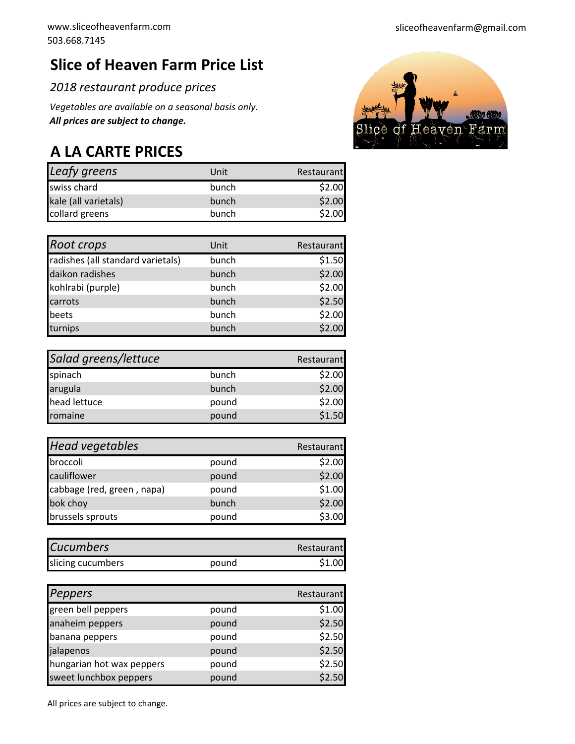www.sliceofheavenfarm.com
503.668.7145

sliceofheavenfarm@gmail.com

# Slice of Heaven Farm Price List

*2018 restaurant produce prices*

*Vegetables are available on a seasonal basis only.*
***All prices are subject to change.***

## A LA CARTE PRICES

| *Leafy greens* | Unit | Restaurant |
|---|---|---|
| swiss chard | bunch | $2.00 |
| kale (all varietals) | bunch | $2.00 |
| collard greens | bunch | $2.00 |

| *Root crops* | Unit | Restaurant |
|---|---|---|
| radishes (all standard varietals) | bunch | $1.50 |
| daikon radishes | bunch | $2.00 |
| kohlrabi (purple) | bunch | $2.00 |
| carrots | bunch | $2.50 |
| beets | bunch | $2.00 |
| turnips | bunch | $2.00 |

| *Salad greens/lettuce* | | Restaurant |
|---|---|---|
| spinach | bunch | $2.00 |
| arugula | bunch | $2.00 |
| head lettuce | pound | $2.00 |
| romaine | pound | $1.50 |

| *Head vegetables* | | Restaurant |
|---|---|---|
| broccoli | pound | $2.00 |
| cauliflower | pound | $2.00 |
| cabbage (red, green , napa) | pound | $1.00 |
| bok choy | bunch | $2.00 |
| brussels sprouts | pound | $3.00 |

| *Cucumbers* | | Restaurant |
|---|---|---|
| slicing cucumbers | pound | $1.00 |

| *Peppers* | | Restaurant |
|---|---|---|
| green bell peppers | pound | $1.00 |
| anaheim peppers | pound | $2.50 |
| banana peppers | pound | $2.50 |
| jalapenos | pound | $2.50 |
| hungarian hot wax peppers | pound | $2.50 |
| sweet lunchbox peppers | pound | $2.50 |

All prices are subject to change.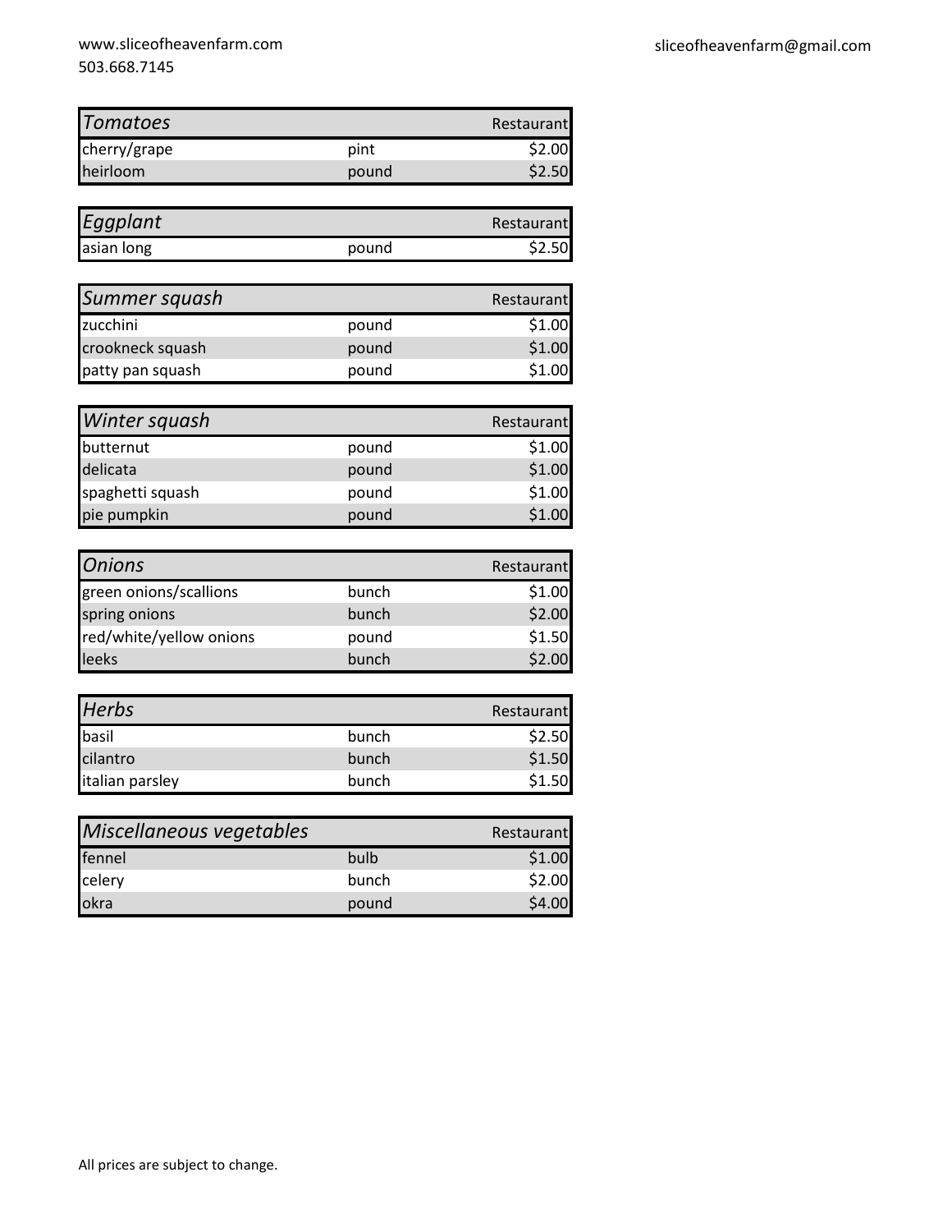www.sliceofheavenfarm.com
503.668.7145

sliceofheavenfarm@gmail.com

| *Tomatoes* | | Restaurant |
|---|---|---|
| cherry/grape | pint | $2.00 |
| heirloom | pound | $2.50 |

| *Eggplant* | | Restaurant |
|---|---|---|
| asian long | pound | $2.50 |

| *Summer squash* | | Restaurant |
|---|---|---|
| zucchini | pound | $1.00 |
| crookneck squash | pound | $1.00 |
| patty pan squash | pound | $1.00 |

| *Winter squash* | | Restaurant |
|---|---|---|
| butternut | pound | $1.00 |
| delicata | pound | $1.00 |
| spaghetti squash | pound | $1.00 |
| pie pumpkin | pound | $1.00 |

| *Onions* | | Restaurant |
|---|---|---|
| green onions/scallions | bunch | $1.00 |
| spring onions | bunch | $2.00 |
| red/white/yellow onions | pound | $1.50 |
| leeks | bunch | $2.00 |

| *Herbs* | | Restaurant |
|---|---|---|
| basil | bunch | $2.50 |
| cilantro | bunch | $1.50 |
| italian parsley | bunch | $1.50 |

| *Miscellaneous vegetables* | | Restaurant |
|---|---|---|
| fennel | bulb | $1.00 |
| celery | bunch | $2.00 |
| okra | pound | $4.00 |

All prices are subject to change.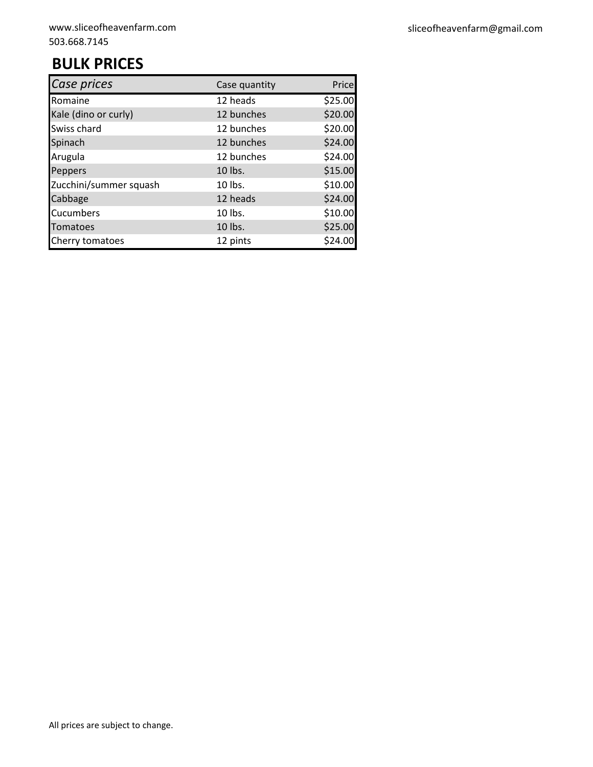www.sliceofheavenfarm.com
503.668.7145

sliceofheavenfarm@gmail.com

# BULK PRICES

| *Case prices* | Case quantity | Price |
|---|---|---|
| Romaine | 12 heads | $25.00 |
| Kale (dino or curly) | 12 bunches | $20.00 |
| Swiss chard | 12 bunches | $20.00 |
| Spinach | 12 bunches | $24.00 |
| Arugula | 12 bunches | $24.00 |
| Peppers | 10 lbs. | $15.00 |
| Zucchini/summer squash | 10 lbs. | $10.00 |
| Cabbage | 12 heads | $24.00 |
| Cucumbers | 10 lbs. | $10.00 |
| Tomatoes | 10 lbs. | $25.00 |
| Cherry tomatoes | 12 pints | $24.00 |

All prices are subject to change.